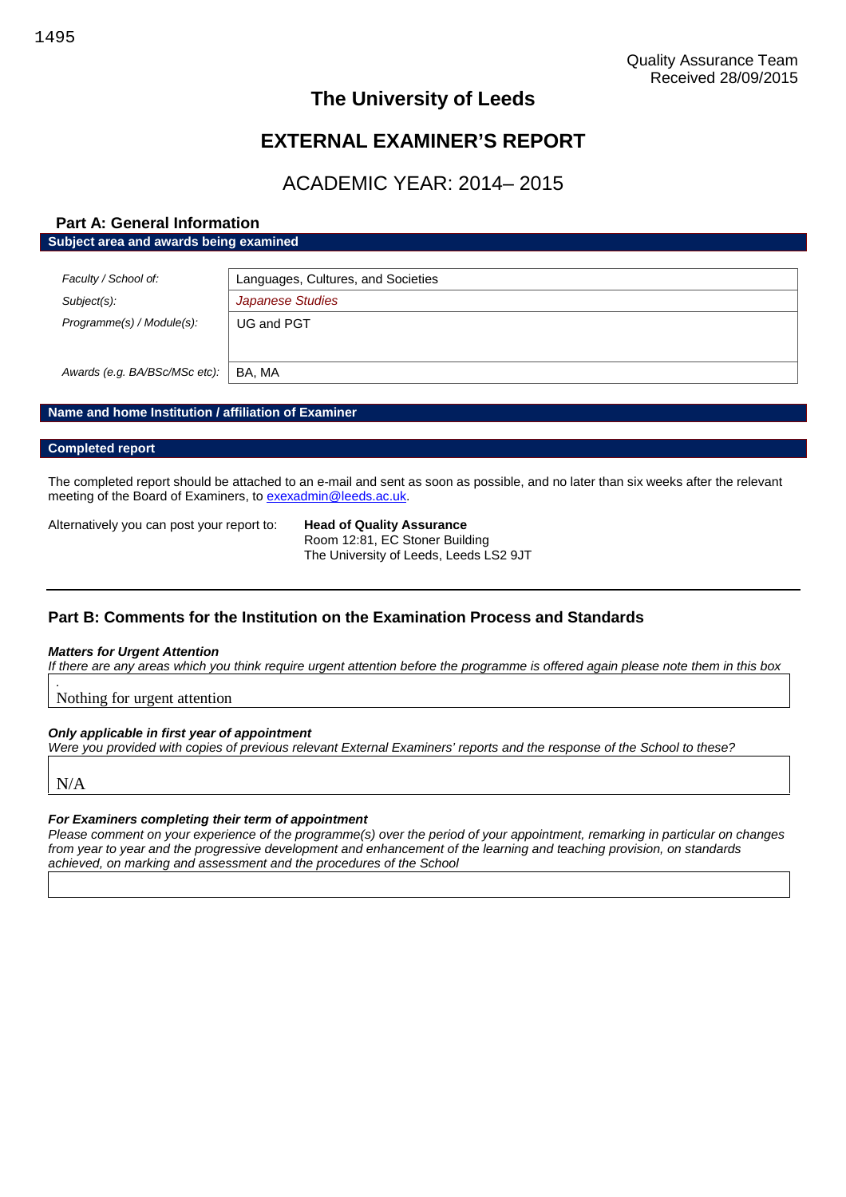Quality Assurance Team
Received 28/09/2015

# The University of Leeds

# EXTERNAL EXAMINER'S REPORT

## ACADEMIC YEAR: 2014– 2015

### Part A: General Information

**Subject area and awards being examined**

| | |
|---|---|
| *Faculty / School of:* | Languages, Cultures, and Societies |
| *Subject(s):* | *Japanese Studies* |
| *Programme(s) / Module(s):* | UG and PGT |
| *Awards (e.g. BA/BSc/MSc etc):* | BA, MA |

**Name and home Institution / affiliation of Examiner**

**Completed report**

The completed report should be attached to an e-mail and sent as soon as possible, and no later than six weeks after the relevant meeting of the Board of Examiners, to exexadmin@leeds.ac.uk.

Alternatively you can post your report to:

**Head of Quality Assurance**
Room 12:81, EC Stoner Building
The University of Leeds, Leeds LS2 9JT

### Part B: Comments for the Institution on the Examination Process and Standards

***Matters for Urgent Attention***

*If there are any areas which you think require urgent attention before the programme is offered again please note them in this box*

Nothing for urgent attention

***Only applicable in first year of appointment***

*Were you provided with copies of previous relevant External Examiners' reports and the response of the School to these?*

N/A

***For Examiners completing their term of appointment***

*Please comment on your experience of the programme(s) over the period of your appointment, remarking in particular on changes from year to year and the progressive development and enhancement of the learning and teaching provision, on standards achieved, on marking and assessment and the procedures of the School*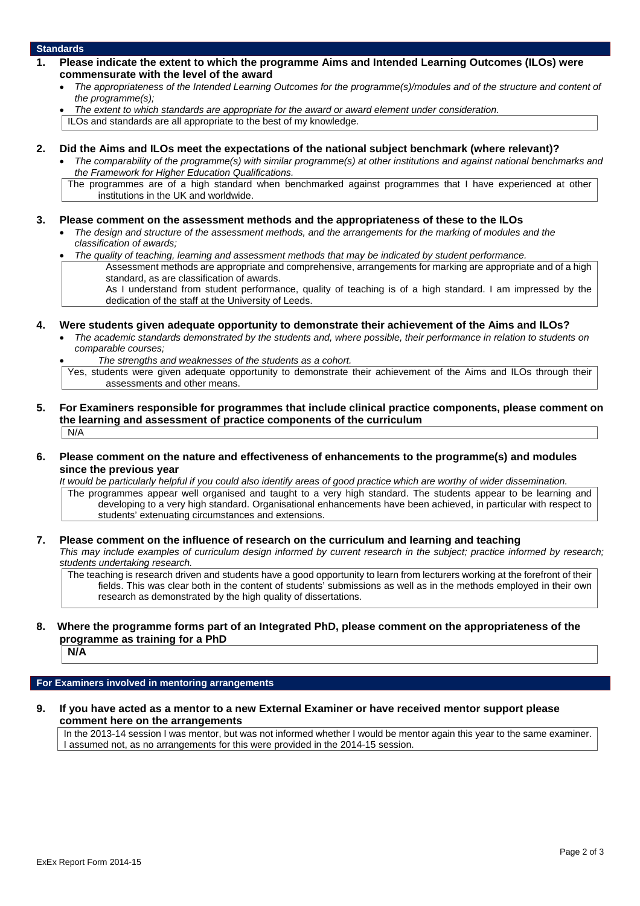## Standards

**1. Please indicate the extent to which the programme Aims and Intended Learning Outcomes (ILOs) were commensurate with the level of the award**

- *The appropriateness of the Intended Learning Outcomes for the programme(s)/modules and of the structure and content of the programme(s);*
- *The extent to which standards are appropriate for the award or award element under consideration.*

ILOs and standards are all appropriate to the best of my knowledge.

**2. Did the Aims and ILOs meet the expectations of the national subject benchmark (where relevant)?**

- *The comparability of the programme(s) with similar programme(s) at other institutions and against national benchmarks and the Framework for Higher Education Qualifications.*

The programmes are of a high standard when benchmarked against programmes that I have experienced at other institutions in the UK and worldwide.

**3. Please comment on the assessment methods and the appropriateness of these to the ILOs**

- *The design and structure of the assessment methods, and the arrangements for the marking of modules and the classification of awards;*
- *The quality of teaching, learning and assessment methods that may be indicated by student performance.*

Assessment methods are appropriate and comprehensive, arrangements for marking are appropriate and of a high standard, as are classification of awards.

As I understand from student performance, quality of teaching is of a high standard. I am impressed by the dedication of the staff at the University of Leeds.

**4. Were students given adequate opportunity to demonstrate their achievement of the Aims and ILOs?**

- *The academic standards demonstrated by the students and, where possible, their performance in relation to students on comparable courses;*
- *The strengths and weaknesses of the students as a cohort.*

Yes, students were given adequate opportunity to demonstrate their achievement of the Aims and ILOs through their assessments and other means.

**5. For Examiners responsible for programmes that include clinical practice components, please comment on the learning and assessment of practice components of the curriculum**

N/A

**6. Please comment on the nature and effectiveness of enhancements to the programme(s) and modules since the previous year**

*It would be particularly helpful if you could also identify areas of good practice which are worthy of wider dissemination.*

The programmes appear well organised and taught to a very high standard. The students appear to be learning and developing to a very high standard. Organisational enhancements have been achieved, in particular with respect to students' extenuating circumstances and extensions.

**7. Please comment on the influence of research on the curriculum and learning and teaching**

*This may include examples of curriculum design informed by current research in the subject; practice informed by research; students undertaking research.*

The teaching is research driven and students have a good opportunity to learn from lecturers working at the forefront of their fields. This was clear both in the content of students' submissions as well as in the methods employed in their own research as demonstrated by the high quality of dissertations.

**8. Where the programme forms part of an Integrated PhD, please comment on the appropriateness of the programme as training for a PhD**

**N/A**

## For Examiners involved in mentoring arrangements

**9. If you have acted as a mentor to a new External Examiner or have received mentor support please comment here on the arrangements**

In the 2013-14 session I was mentor, but was not informed whether I would be mentor again this year to the same examiner. I assumed not, as no arrangements for this were provided in the 2014-15 session.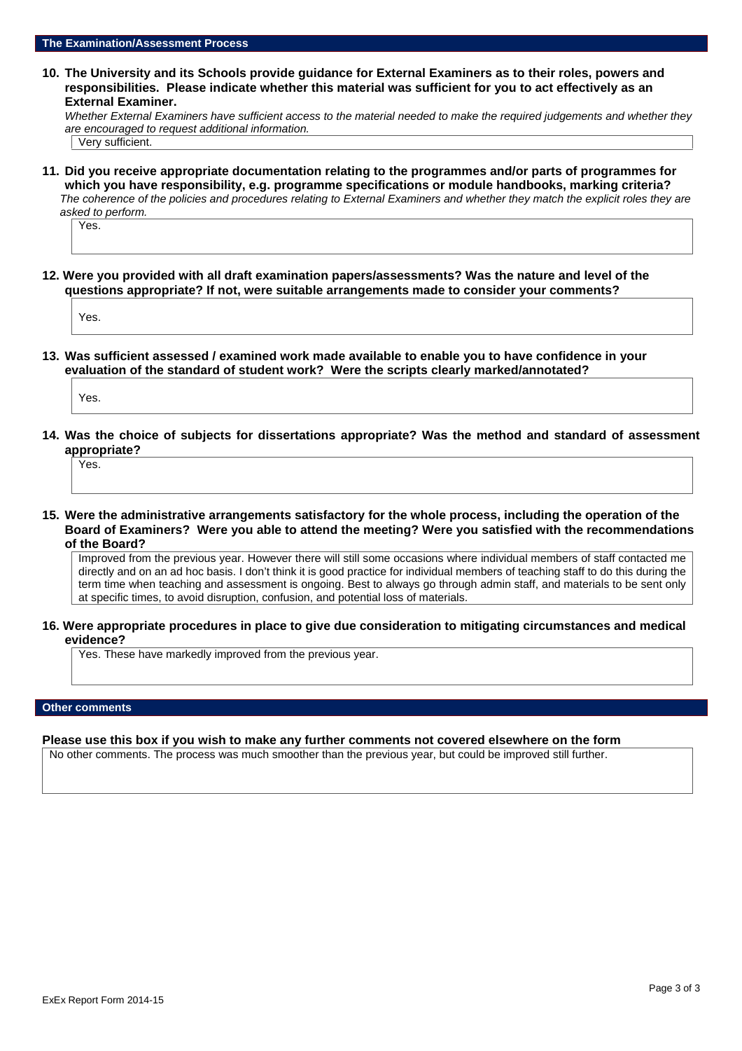## The Examination/Assessment Process

**10. The University and its Schools provide guidance for External Examiners as to their roles, powers and responsibilities. Please indicate whether this material was sufficient for you to act effectively as an External Examiner.**

*Whether External Examiners have sufficient access to the material needed to make the required judgements and whether they are encouraged to request additional information.*

Very sufficient.

**11. Did you receive appropriate documentation relating to the programmes and/or parts of programmes for which you have responsibility, e.g. programme specifications or module handbooks, marking criteria?**

*The coherence of the policies and procedures relating to External Examiners and whether they match the explicit roles they are asked to perform.*

Yes.

**12. Were you provided with all draft examination papers/assessments? Was the nature and level of the questions appropriate? If not, were suitable arrangements made to consider your comments?**

Yes.

**13. Was sufficient assessed / examined work made available to enable you to have confidence in your evaluation of the standard of student work? Were the scripts clearly marked/annotated?**

Yes.

**14. Was the choice of subjects for dissertations appropriate? Was the method and standard of assessment appropriate?**

Yes.

**15. Were the administrative arrangements satisfactory for the whole process, including the operation of the Board of Examiners? Were you able to attend the meeting? Were you satisfied with the recommendations of the Board?**

Improved from the previous year. However there will still some occasions where individual members of staff contacted me directly and on an ad hoc basis. I don't think it is good practice for individual members of teaching staff to do this during the term time when teaching and assessment is ongoing. Best to always go through admin staff, and materials to be sent only at specific times, to avoid disruption, confusion, and potential loss of materials.

**16. Were appropriate procedures in place to give due consideration to mitigating circumstances and medical evidence?**

Yes. These have markedly improved from the previous year.

## Other comments

**Please use this box if you wish to make any further comments not covered elsewhere on the form**

No other comments. The process was much smoother than the previous year, but could be improved still further.

ExEx Report Form 2014-15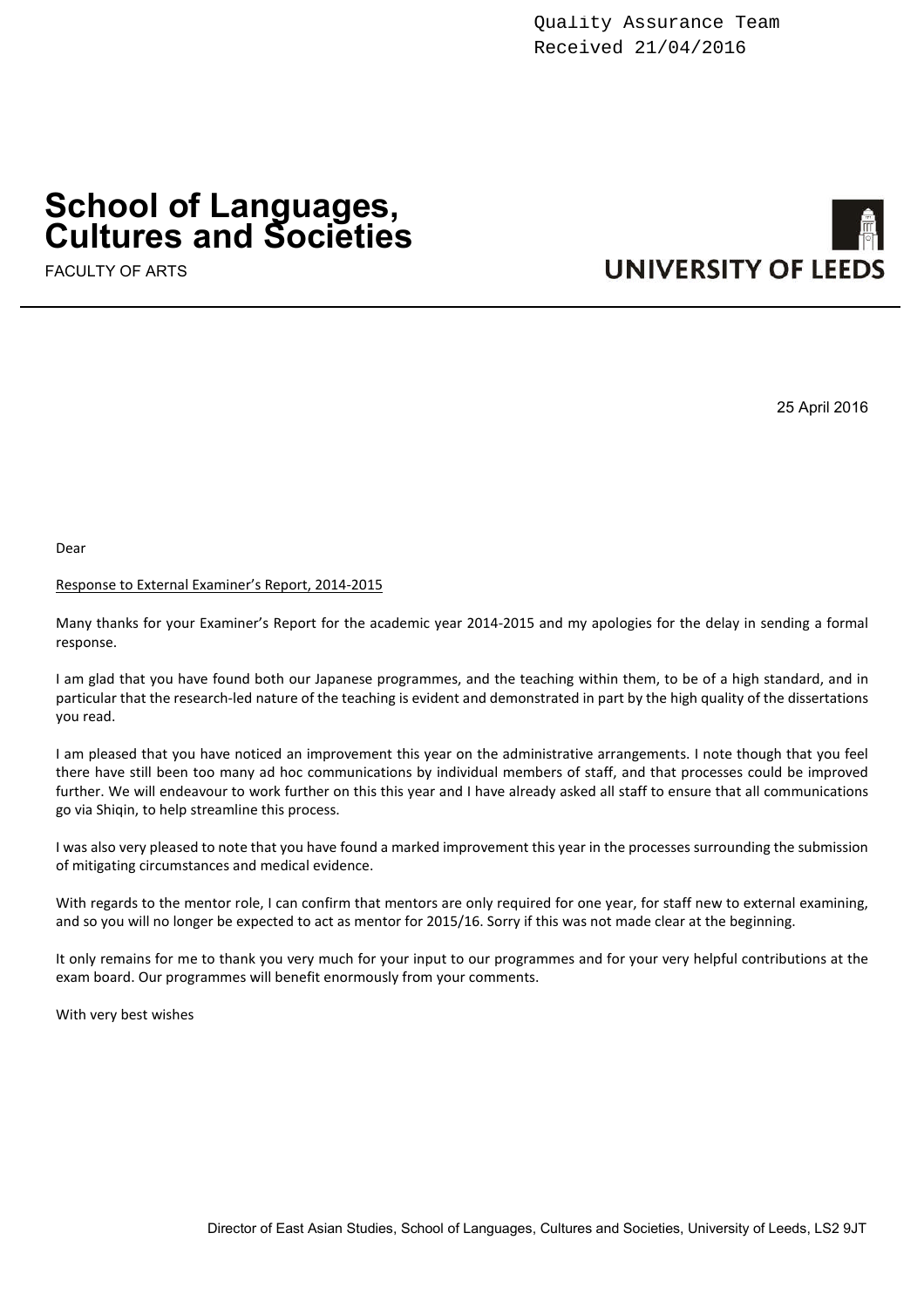Quality Assurance Team
Received 21/04/2016

# School of Languages, Cultures and Societies

FACULTY OF ARTS

UNIVERSITY OF LEEDS

25 April 2016

Dear

Response to External Examiner's Report, 2014-2015

Many thanks for your Examiner's Report for the academic year 2014-2015 and my apologies for the delay in sending a formal response.

I am glad that you have found both our Japanese programmes, and the teaching within them, to be of a high standard, and in particular that the research-led nature of the teaching is evident and demonstrated in part by the high quality of the dissertations you read.

I am pleased that you have noticed an improvement this year on the administrative arrangements. I note though that you feel there have still been too many ad hoc communications by individual members of staff, and that processes could be improved further. We will endeavour to work further on this this year and I have already asked all staff to ensure that all communications go via Shiqin, to help streamline this process.

I was also very pleased to note that you have found a marked improvement this year in the processes surrounding the submission of mitigating circumstances and medical evidence.

With regards to the mentor role, I can confirm that mentors are only required for one year, for staff new to external examining, and so you will no longer be expected to act as mentor for 2015/16. Sorry if this was not made clear at the beginning.

It only remains for me to thank you very much for your input to our programmes and for your very helpful contributions at the exam board. Our programmes will benefit enormously from your comments.

With very best wishes

Director of East Asian Studies, School of Languages, Cultures and Societies, University of Leeds, LS2 9JT